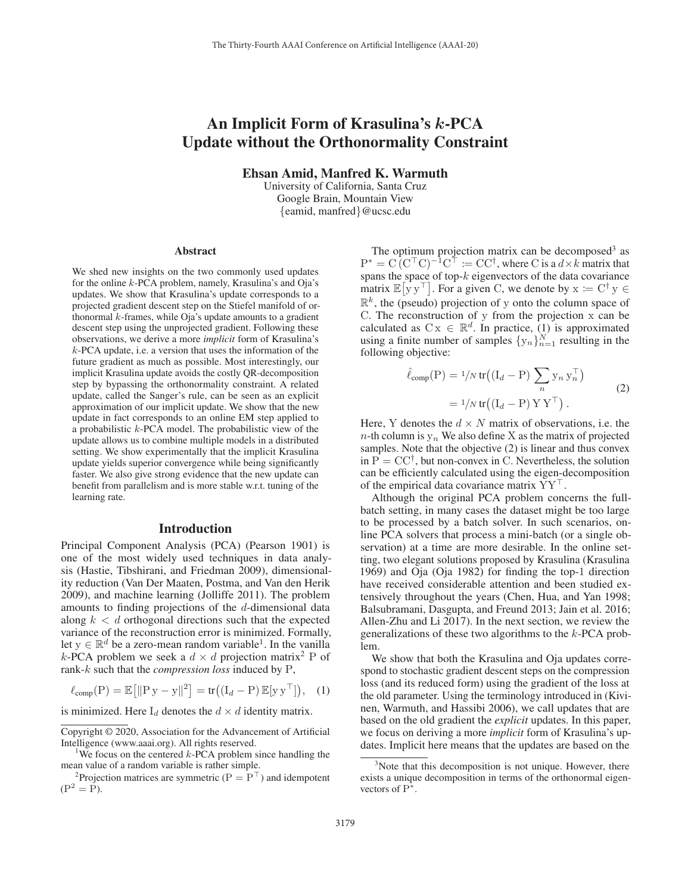# An Implicit Form of Krasulina's $k$-PCA Update without the Orthonormality Constraint

**Ehsan Amid, Manfred K. Warmuth**

University of California, Santa Cruz
Google Brain, Mountain View
{eamid, manfred}@ucsc.edu

## Abstract

We shed new insights on the two commonly used updates for the online $k$-PCA problem, namely, Krasulina's and Oja's updates. We show that Krasulina's update corresponds to a projected gradient descent step on the Stiefel manifold of orthonormal $k$-frames, while Oja's update amounts to a gradient descent step using the unprojected gradient. Following these observations, we derive a more *implicit* form of Krasulina's $k$-PCA update, i.e. a version that uses the information of the future gradient as much as possible. Most interestingly, our implicit Krasulina update avoids the costly QR-decomposition step by bypassing the orthonormality constraint. A related update, called the Sanger's rule, can be seen as an explicit approximation of our implicit update. We show that the new update in fact corresponds to an online EM step applied to a probabilistic $k$-PCA model. The probabilistic view of the update allows us to combine multiple models in a distributed setting. We show experimentally that the implicit Krasulina update yields superior convergence while being significantly faster. We also give strong evidence that the new update can benefit from parallelism and is more stable w.r.t. tuning of the learning rate.

## Introduction

Principal Component Analysis (PCA) (Pearson 1901) is one of the most widely used techniques in data analysis (Hastie, Tibshirani, and Friedman 2009), dimensionality reduction (Van Der Maaten, Postma, and Van den Herik 2009), and machine learning (Jolliffe 2011). The problem amounts to finding projections of the $d$-dimensional data along $k < d$ orthogonal directions such that the expected variance of the reconstruction error is minimized. Formally, let $\mathrm{y} \in \mathbb{R}^d$ be a zero-mean random variable[1]. In the vanilla $k$-PCA problem we seek a $d \times d$ projection matrix[2] P of rank-$k$ such that the *compression loss* induced by P,

$$\ell_{\text{comp}}(\mathrm{P}) = \mathbb{E}\big[\|\mathrm{P}\,\mathrm{y} - \mathrm{y}\|^2\big] = \operatorname{tr}\big((\mathrm{I}_d - \mathrm{P})\,\mathbb{E}[\mathrm{y}\,\mathrm{y}^\top]\big), \quad (1)$$

is minimized. Here $\mathrm{I}_d$ denotes the $d \times d$ identity matrix.

The optimum projection matrix can be decomposed[3] as $\mathrm{P}^* = \mathrm{C}\,(\mathrm{C}^\top\mathrm{C})^{-1}\mathrm{C}^\top := \mathrm{C}\mathrm{C}^\dagger$, where C is a $d \times k$ matrix that spans the space of top-$k$ eigenvectors of the data covariance matrix $\mathbb{E}\big[\mathrm{y}\,\mathrm{y}^\top\big]$. For a given C, we denote by $\mathrm{x} := \mathrm{C}^\dagger\,\mathrm{y} \in \mathbb{R}^k$, the (pseudo) projection of y onto the column space of C. The reconstruction of y from the projection x can be calculated as $\mathrm{C}\,\mathrm{x} \in \mathbb{R}^d$. In practice, (1) is approximated using a finite number of samples $\{\mathrm{y}_n\}_{n=1}^N$ resulting in the following objective:

$$\begin{aligned}\hat{\ell}_{\text{comp}}(\mathrm{P}) &= {}^1\!/\!_N \operatorname{tr}\big((\mathrm{I}_d - \mathrm{P}) \sum_n \mathrm{y}_n\,\mathrm{y}_n^\top\big) \\ &= {}^1\!/\!_N \operatorname{tr}\big((\mathrm{I}_d - \mathrm{P})\,\mathrm{Y}\,\mathrm{Y}^\top\big)\,.\end{aligned} \quad (2)$$

Here, Y denotes the $d \times N$ matrix of observations, i.e. the $n$-th column is $\mathrm{y}_n$ We also define X as the matrix of projected samples. Note that the objective (2) is linear and thus convex in $\mathrm{P} = \mathrm{C}\mathrm{C}^\dagger$, but non-convex in C. Nevertheless, the solution can be efficiently calculated using the eigen-decomposition of the empirical data covariance matrix $\mathrm{Y}\mathrm{Y}^\top$.

Although the original PCA problem concerns the full-batch setting, in many cases the dataset might be too large to be processed by a batch solver. In such scenarios, online PCA solvers that process a mini-batch (or a single observation) at a time are more desirable. In the online setting, two elegant solutions proposed by Krasulina (Krasulina 1969) and Oja (Oja 1982) for finding the top-1 direction have received considerable attention and been studied extensively throughout the years (Chen, Hua, and Yan 1998; Balsubramani, Dasgupta, and Freund 2013; Jain et al. 2016; Allen-Zhu and Li 2017). In the next section, we review the generalizations of these two algorithms to the $k$-PCA problem.

We show that both the Krasulina and Oja updates correspond to stochastic gradient descent steps on the compression loss (and its reduced form) using the gradient of the loss at the old parameter. Using the terminology introduced in (Kivinen, Warmuth, and Hassibi 2006), we call updates that are based on the old gradient the *explicit* updates. In this paper, we focus on deriving a more *implicit* form of Krasulina's updates. Implicit here means that the updates are based on the

---

Copyright © 2020, Association for the Advancement of Artificial Intelligence (www.aaai.org). All rights reserved.

[1] We focus on the centered $k$-PCA problem since handling the mean value of a random variable is rather simple.

[2] Projection matrices are symmetric ($\mathrm{P} = \mathrm{P}^\top$) and idempotent ($\mathrm{P}^2 = \mathrm{P}$).

[3] Note that this decomposition is not unique. However, there exists a unique decomposition in terms of the orthonormal eigenvectors of $\mathrm{P}^*$.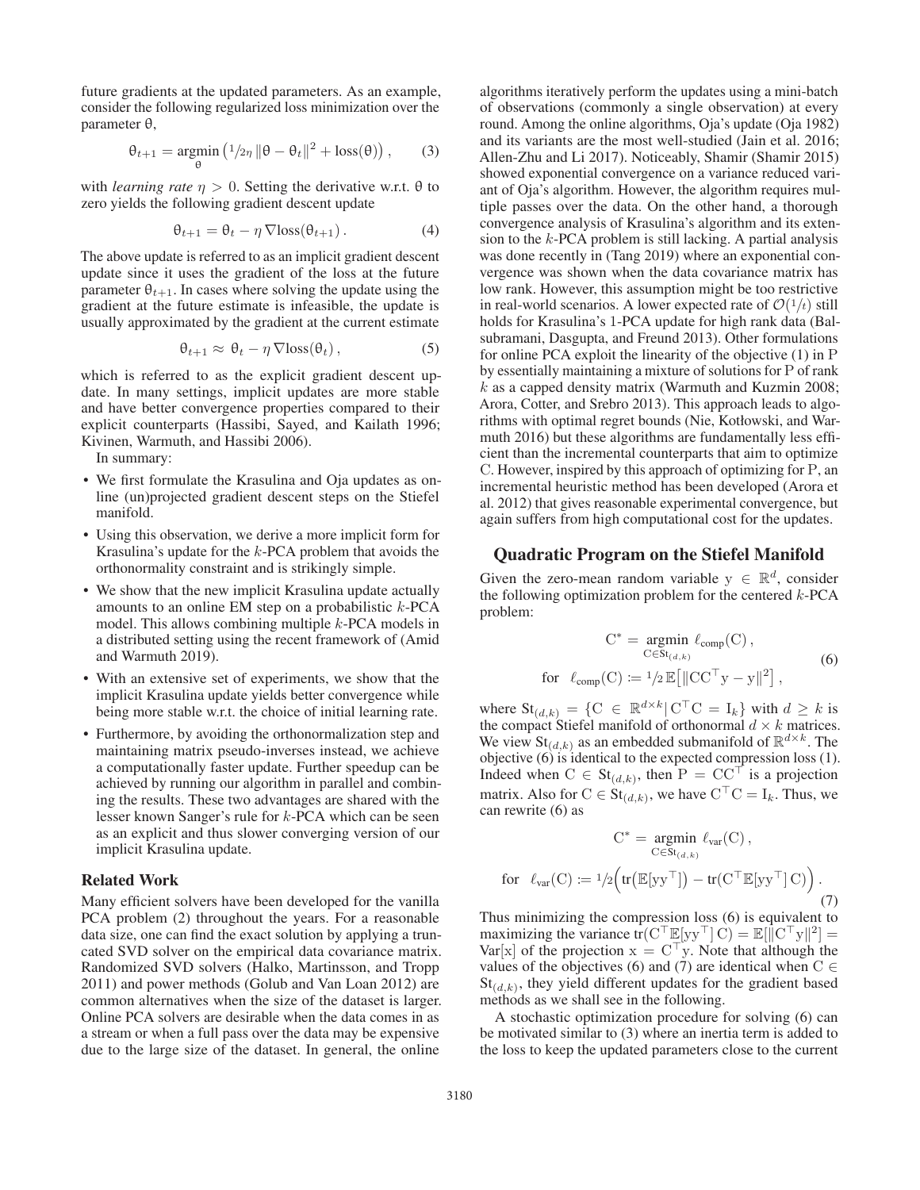future gradients at the updated parameters. As an example, consider the following regularized loss minimization over the parameter $\theta$,

$$\theta_{t+1} = \underset{\theta}{\operatorname{argmin}} \left( {}^1\!/\!{}_{2\eta} \, \|\theta - \theta_t\|^2 + \operatorname{loss}(\theta) \right), \qquad (3)$$

with *learning rate* $\eta > 0$. Setting the derivative w.r.t. $\theta$ to zero yields the following gradient descent update

$$\theta_{t+1} = \theta_t - \eta \, \nabla \operatorname{loss}(\theta_{t+1}) \, . \qquad (4)$$

The above update is referred to as an implicit gradient descent update since it uses the gradient of the loss at the future parameter $\theta_{t+1}$. In cases where solving the update using the gradient at the future estimate is infeasible, the update is usually approximated by the gradient at the current estimate

$$\theta_{t+1} \approx \theta_t - \eta \, \nabla \operatorname{loss}(\theta_t) \, , \qquad (5)$$

which is referred to as the explicit gradient descent update. In many settings, implicit updates are more stable and have better convergence properties compared to their explicit counterparts (Hassibi, Sayed, and Kailath 1996; Kivinen, Warmuth, and Hassibi 2006).

In summary:

- We first formulate the Krasulina and Oja updates as online (un)projected gradient descent steps on the Stiefel manifold.
- Using this observation, we derive a more implicit form for Krasulina's update for the $k$-PCA problem that avoids the orthonormality constraint and is strikingly simple.
- We show that the new implicit Krasulina update actually amounts to an online EM step on a probabilistic $k$-PCA model. This allows combining multiple $k$-PCA models in a distributed setting using the recent framework of (Amid and Warmuth 2019).
- With an extensive set of experiments, we show that the implicit Krasulina update yields better convergence while being more stable w.r.t. the choice of initial learning rate.
- Furthermore, by avoiding the orthonormalization step and maintaining matrix pseudo-inverses instead, we achieve a computationally faster update. Further speedup can be achieved by running our algorithm in parallel and combining the results. These two advantages are shared with the lesser known Sanger's rule for $k$-PCA which can be seen as an explicit and thus slower converging version of our implicit Krasulina update.

### Related Work

Many efficient solvers have been developed for the vanilla PCA problem (2) throughout the years. For a reasonable data size, one can find the exact solution by applying a truncated SVD solver on the empirical data covariance matrix. Randomized SVD solvers (Halko, Martinsson, and Tropp 2011) and power methods (Golub and Van Loan 2012) are common alternatives when the size of the dataset is larger. Online PCA solvers are desirable when the data comes in as a stream or when a full pass over the data may be expensive due to the large size of the dataset. In general, the online algorithms iteratively perform the updates using a mini-batch of observations (commonly a single observation) at every round. Among the online algorithms, Oja's update (Oja 1982) and its variants are the most well-studied (Jain et al. 2016; Allen-Zhu and Li 2017). Noticeably, Shamir (Shamir 2015) showed exponential convergence on a variance reduced variant of Oja's algorithm. However, the algorithm requires multiple passes over the data. On the other hand, a thorough convergence analysis of Krasulina's algorithm and its extension to the $k$-PCA problem is still lacking. A partial analysis was done recently in (Tang 2019) where an exponential convergence was shown when the data covariance matrix has low rank. However, this assumption might be too restrictive in real-world scenarios. A lower expected rate of $\mathcal{O}({}^1\!/\!{}_t)$ still holds for Krasulina's 1-PCA update for high rank data (Balsubramani, Dasgupta, and Freund 2013). Other formulations for online PCA exploit the linearity of the objective (1) in $\mathrm{P}$ by essentially maintaining a mixture of solutions for $\mathrm{P}$ of rank $k$ as a capped density matrix (Warmuth and Kuzmin 2008; Arora, Cotter, and Srebro 2013). This approach leads to algorithms with optimal regret bounds (Nie, Kotłowski, and Warmuth 2016) but these algorithms are fundamentally less efficient than the incremental counterparts that aim to optimize $\mathrm{C}$. However, inspired by this approach of optimizing for $\mathrm{P}$, an incremental heuristic method has been developed (Arora et al. 2012) that gives reasonable experimental convergence, but again suffers from high computational cost for the updates.

## Quadratic Program on the Stiefel Manifold

Given the zero-mean random variable $\mathrm{y} \in \mathbb{R}^d$, consider the following optimization problem for the centered $k$-PCA problem:

$$\begin{aligned} \mathrm{C}^* &= \underset{\mathrm{C} \in \mathrm{St}_{(d,k)}}{\operatorname{argmin}} \; \ell_{\text{comp}}(\mathrm{C}) \, , \\ \text{for} \quad \ell_{\text{comp}}(\mathrm{C}) &\coloneqq {}^1\!/\!{}_2 \, \mathbb{E}\big[\|\mathrm{C}\mathrm{C}^\top \mathrm{y} - \mathrm{y}\|^2\big] \, , \end{aligned} \qquad (6)$$

where $\mathrm{St}_{(d,k)} = \{\mathrm{C} \in \mathbb{R}^{d \times k} \,|\, \mathrm{C}^\top \mathrm{C} = \mathrm{I}_k\}$ with $d \geq k$ is the compact Stiefel manifold of orthonormal $d \times k$ matrices. We view $\mathrm{St}_{(d,k)}$ as an embedded submanifold of $\mathbb{R}^{d \times k}$. The objective (6) is identical to the expected compression loss (1). Indeed when $\mathrm{C} \in \mathrm{St}_{(d,k)}$, then $\mathrm{P} = \mathrm{C}\mathrm{C}^\top$ is a projection matrix. Also for $\mathrm{C} \in \mathrm{St}_{(d,k)}$, we have $\mathrm{C}^\top \mathrm{C} = \mathrm{I}_k$. Thus, we can rewrite (6) as

$$\begin{aligned} \mathrm{C}^* &= \underset{\mathrm{C} \in \mathrm{St}_{(d,k)}}{\operatorname{argmin}} \; \ell_{\text{var}}(\mathrm{C}) \, , \\ \text{for} \quad \ell_{\text{var}}(\mathrm{C}) &\coloneqq {}^1\!/\!{}_2 \Big( \operatorname{tr}\big(\mathbb{E}[\mathrm{y}\mathrm{y}^\top]\big) - \operatorname{tr}(\mathrm{C}^\top \mathbb{E}[\mathrm{y}\mathrm{y}^\top] \, \mathrm{C}) \Big) \, . \end{aligned} \qquad (7)$$

Thus minimizing the compression loss (6) is equivalent to maximizing the variance $\operatorname{tr}(\mathrm{C}^\top \mathbb{E}[\mathrm{y}\mathrm{y}^\top] \, \mathrm{C}) = \mathbb{E}[\|\mathrm{C}^\top \mathrm{y}\|^2] = \operatorname{Var}[\mathrm{x}]$ of the projection $\mathrm{x} = \mathrm{C}^\top \mathrm{y}$. Note that although the values of the objectives (6) and (7) are identical when $\mathrm{C} \in \mathrm{St}_{(d,k)}$, they yield different updates for the gradient based methods as we shall see in the following.

A stochastic optimization procedure for solving (6) can be motivated similar to (3) where an inertia term is added to the loss to keep the updated parameters close to the current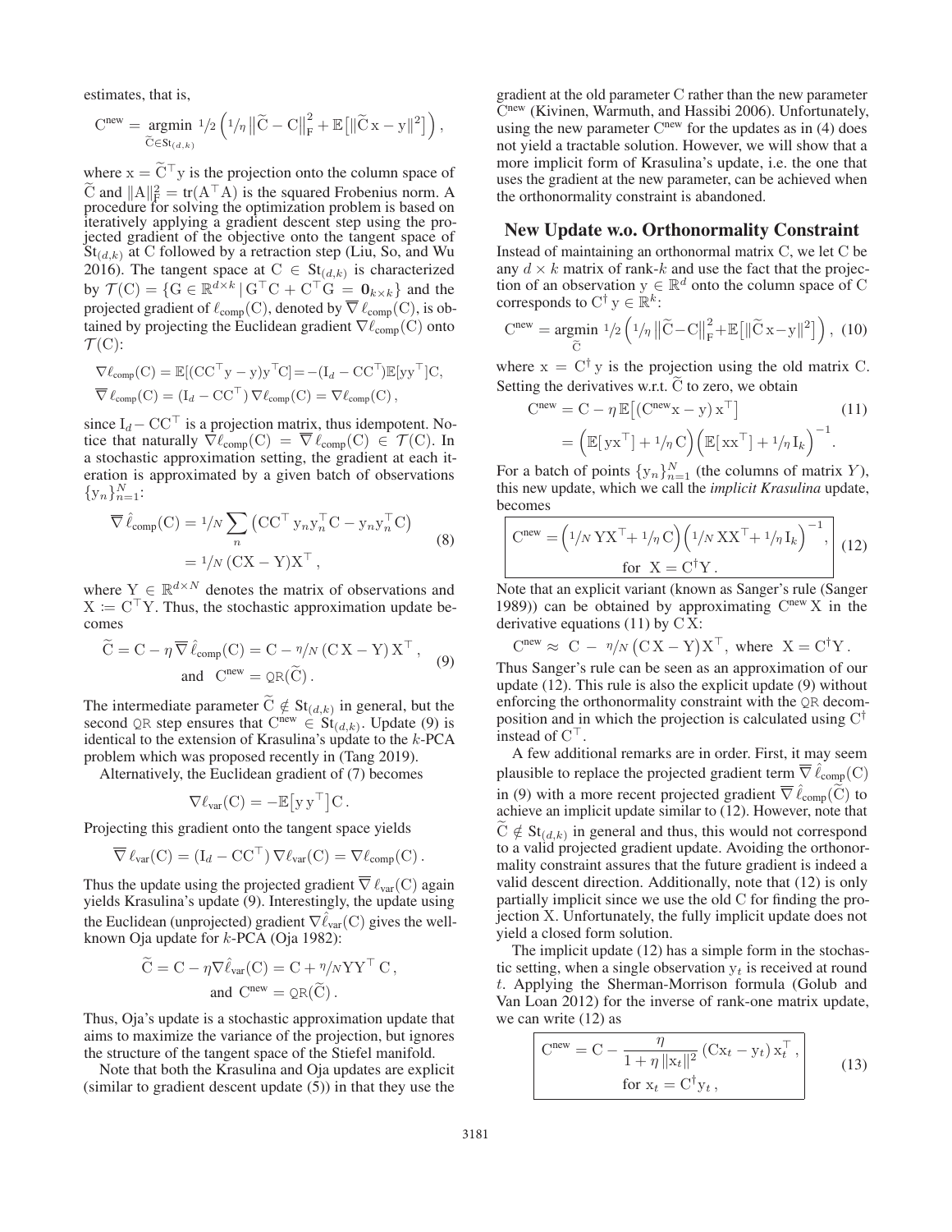estimates, that is,

$$\mathrm{C}^{\text{new}} = \underset{\widetilde{\mathrm{C}} \in \mathrm{St}_{(d,k)}}{\operatorname{argmin}} \; {}^1\!/_2 \left( {}^1\!/_\eta \left\|\widetilde{\mathrm{C}} - \mathrm{C}\right\|_{\mathrm{F}}^2 + \mathbb{E}\left[\|\widetilde{\mathrm{C}}\,\mathrm{x} - \mathrm{y}\|^2\right] \right),$$

where $\mathrm{x} = \widetilde{\mathrm{C}}^\top \mathrm{y}$ is the projection onto the column space of $\widetilde{\mathrm{C}}$ and $\|\mathrm{A}\|_{\mathrm{F}}^2 = \mathrm{tr}(\mathrm{A}^\top \mathrm{A})$ is the squared Frobenius norm. A procedure for solving the optimization problem is based on iteratively applying a gradient descent step using the projected gradient of the objective onto the tangent space of $\mathrm{St}_{(d,k)}$ at C followed by a retraction step (Liu, So, and Wu 2016). The tangent space at $\mathrm{C} \in \mathrm{St}_{(d,k)}$ is characterized by $\mathcal{T}(\mathrm{C}) = \{\mathrm{G} \in \mathbb{R}^{d\times k} \,|\, \mathrm{G}^\top \mathrm{C} + \mathrm{C}^\top \mathrm{G} = \mathbf{0}_{k\times k}\}$ and the projected gradient of $\ell_{\text{comp}}(\mathrm{C})$, denoted by $\overline{\nabla}\,\ell_{\text{comp}}(\mathrm{C})$, is obtained by projecting the Euclidean gradient $\nabla \ell_{\text{comp}}(\mathrm{C})$ onto $\mathcal{T}(\mathrm{C})$:

$$\nabla \ell_{\text{comp}}(\mathrm{C}) = \mathbb{E}[(\mathrm{C}\mathrm{C}^\top \mathrm{y} - \mathrm{y})\mathrm{y}^\top \mathrm{C}] = -(\mathrm{I}_d - \mathrm{C}\mathrm{C}^\top)\mathbb{E}[\mathrm{y}\mathrm{y}^\top]\mathrm{C},$$
$$\overline{\nabla}\,\ell_{\text{comp}}(\mathrm{C}) = (\mathrm{I}_d - \mathrm{C}\mathrm{C}^\top)\,\nabla \ell_{\text{comp}}(\mathrm{C}) = \nabla \ell_{\text{comp}}(\mathrm{C}),$$

since $\mathrm{I}_d - \mathrm{C}\mathrm{C}^\top$ is a projection matrix, thus idempotent. Notice that naturally $\nabla \ell_{\text{comp}}(\mathrm{C}) = \overline{\nabla}\,\ell_{\text{comp}}(\mathrm{C}) \in \mathcal{T}(\mathrm{C})$. In a stochastic approximation setting, the gradient at each iteration is approximated by a given batch of observations $\{\mathrm{y}_n\}_{n=1}^N$:

$$\begin{aligned} \overline{\nabla}\,\hat{\ell}_{\text{comp}}(\mathrm{C}) &= {}^1\!/_N \sum_n \left(\mathrm{C}\mathrm{C}^\top \mathrm{y}_n \mathrm{y}_n^\top \mathrm{C} - \mathrm{y}_n \mathrm{y}_n^\top \mathrm{C}\right) \\ &= {}^1\!/_N\,(\mathrm{C}\mathrm{X} - \mathrm{Y})\mathrm{X}^\top, \end{aligned} \tag{8}$$

where $\mathrm{Y} \in \mathbb{R}^{d\times N}$ denotes the matrix of observations and $\mathrm{X} \coloneqq \mathrm{C}^\top \mathrm{Y}$. Thus, the stochastic approximation update becomes

$$\begin{aligned} \widetilde{\mathrm{C}} &= \mathrm{C} - \eta\,\overline{\nabla}\,\hat{\ell}_{\text{comp}}(\mathrm{C}) = \mathrm{C} - {}^\eta\!/_N\,(\mathrm{C}\,\mathrm{X} - \mathrm{Y})\,\mathrm{X}^\top, \\ &\text{and} \;\; \mathrm{C}^{\text{new}} = \texttt{QR}(\widetilde{\mathrm{C}}). \end{aligned} \tag{9}$$

The intermediate parameter $\widetilde{\mathrm{C}} \notin \mathrm{St}_{(d,k)}$ in general, but the second QR step ensures that $\mathrm{C}^{\text{new}} \in \mathrm{St}_{(d,k)}$. Update (9) is identical to the extension of Krasulina's update to the $k$-PCA problem which was proposed recently in (Tang 2019).

Alternatively, the Euclidean gradient of (7) becomes

$$\nabla \ell_{\text{var}}(\mathrm{C}) = -\mathbb{E}\left[\mathrm{y}\,\mathrm{y}^\top\right]\mathrm{C}.$$

Projecting this gradient onto the tangent space yields

$$\overline{\nabla}\,\ell_{\text{var}}(\mathrm{C}) = (\mathrm{I}_d - \mathrm{C}\mathrm{C}^\top)\,\nabla \ell_{\text{var}}(\mathrm{C}) = \nabla \ell_{\text{comp}}(\mathrm{C}).$$

Thus the update using the projected gradient $\overline{\nabla}\,\ell_{\text{var}}(\mathrm{C})$ again yields Krasulina's update (9). Interestingly, the update using the Euclidean (unprojected) gradient $\nabla \hat{\ell}_{\text{var}}(\mathrm{C})$ gives the well-known Oja update for $k$-PCA (Oja 1982):

$$\begin{aligned} \widetilde{\mathrm{C}} &= \mathrm{C} - \eta \nabla \hat{\ell}_{\text{var}}(\mathrm{C}) = \mathrm{C} + {}^\eta\!/_N \mathrm{Y}\mathrm{Y}^\top\,\mathrm{C}, \\ &\text{and} \;\; \mathrm{C}^{\text{new}} = \texttt{QR}(\widetilde{\mathrm{C}}). \end{aligned}$$

Thus, Oja's update is a stochastic approximation update that aims to maximize the variance of the projection, but ignores the structure of the tangent space of the Stiefel manifold.

Note that both the Krasulina and Oja updates are explicit (similar to gradient descent update (5)) in that they use the gradient at the old parameter C rather than the new parameter $\mathrm{C}^{\text{new}}$ (Kivinen, Warmuth, and Hassibi 2006). Unfortunately, using the new parameter $\mathrm{C}^{\text{new}}$ for the updates as in (4) does not yield a tractable solution. However, we will show that a more implicit form of Krasulina's update, i.e. the one that uses the gradient at the new parameter, can be achieved when the orthonormality constraint is abandoned.

## New Update w.o. Orthonormality Constraint

Instead of maintaining an orthonormal matrix C, we let C be any $d \times k$ matrix of rank-$k$ and use the fact that the projection of an observation $\mathrm{y} \in \mathbb{R}^d$ onto the column space of C corresponds to $\mathrm{C}^\dagger\,\mathrm{y} \in \mathbb{R}^k$:

$$\mathrm{C}^{\text{new}} = \underset{\widetilde{\mathrm{C}}}{\operatorname{argmin}} \; {}^1\!/_2 \left( {}^1\!/_\eta \left\|\widetilde{\mathrm{C}} - \mathrm{C}\right\|_{\mathrm{F}}^2 + \mathbb{E}\left[\|\widetilde{\mathrm{C}}\,\mathrm{x} - \mathrm{y}\|^2\right] \right), \tag{10}$$

where $\mathrm{x} = \mathrm{C}^\dagger\,\mathrm{y}$ is the projection using the old matrix C. Setting the derivatives w.r.t. $\widetilde{\mathrm{C}}$ to zero, we obtain

$$\begin{aligned} \mathrm{C}^{\text{new}} &= \mathrm{C} - \eta\,\mathbb{E}\left[(\mathrm{C}^{\text{new}}\mathrm{x} - \mathrm{y})\,\mathrm{x}^\top\right] \\ &= \left(\mathbb{E}[\,\mathrm{y}\mathrm{x}^\top] + {}^1\!/_\eta\,\mathrm{C}\right)\left(\mathbb{E}[\,\mathrm{x}\mathrm{x}^\top] + {}^1\!/_\eta\,\mathrm{I}_k\right)^{-1}. \end{aligned} \tag{11}$$

For a batch of points $\{\mathrm{y}_n\}_{n=1}^N$ (the columns of matrix $Y$), this new update, which we call the *implicit Krasulina* update, becomes

$$\boxed{\begin{aligned} \mathrm{C}^{\text{new}} = \left({}^1\!/_N\,\mathrm{Y}\mathrm{X}^\top + {}^1\!/_\eta\,\mathrm{C}\right)&\left({}^1\!/_N\,\mathrm{X}\mathrm{X}^\top + {}^1\!/_\eta\,\mathrm{I}_k\right)^{-1}, \\ \text{for } \; \mathrm{X} &= \mathrm{C}^\dagger \mathrm{Y}. \end{aligned}} \tag{12}$$

Note that an explicit variant (known as Sanger's rule (Sanger 1989)) can be obtained by approximating $\mathrm{C}^{\text{new}}\,\mathrm{X}$ in the derivative equations (11) by $\mathrm{C}\,\mathrm{X}$:

$$\mathrm{C}^{\text{new}} \approx \; \mathrm{C} - \; {}^\eta\!/_N \left(\mathrm{C}\,\mathrm{X} - \mathrm{Y}\right)\mathrm{X}^\top, \;\text{ where } \;\mathrm{X} = \mathrm{C}^\dagger \mathrm{Y}.$$

Thus Sanger's rule can be seen as an approximation of our update (12). This rule is also the explicit update (9) without enforcing the orthonormality constraint with the QR decomposition and in which the projection is calculated using $\mathrm{C}^\dagger$ instead of $\mathrm{C}^\top$.

A few additional remarks are in order. First, it may seem plausible to replace the projected gradient term $\overline{\nabla}\,\hat{\ell}_{\text{comp}}(\mathrm{C})$ in (9) with a more recent projected gradient $\overline{\nabla}\,\hat{\ell}_{\text{comp}}(\widetilde{\mathrm{C}})$ to achieve an implicit update similar to (12). However, note that $\widetilde{\mathrm{C}} \notin \mathrm{St}_{(d,k)}$ in general and thus, this would not correspond to a valid projected gradient update. Avoiding the orthonormality constraint assures that the future gradient is indeed a valid descent direction. Additionally, note that (12) is only partially implicit since we use the old C for finding the projection X. Unfortunately, the fully implicit update does not yield a closed form solution.

The implicit update (12) has a simple form in the stochastic setting, when a single observation $\mathrm{y}_t$ is received at round $t$. Applying the Sherman-Morrison formula (Golub and Van Loan 2012) for the inverse of rank-one matrix update, we can write (12) as

$$\boxed{\begin{aligned} \mathrm{C}^{\text{new}} = \mathrm{C} - &\frac{\eta}{1 + \eta\,\|\mathrm{x}_t\|^2}\,(\mathrm{C}\mathrm{x}_t - \mathrm{y}_t)\,\mathrm{x}_t^\top, \\ &\text{for } \mathrm{x}_t = \mathrm{C}^\dagger \mathrm{y}_t, \end{aligned}} \tag{13}$$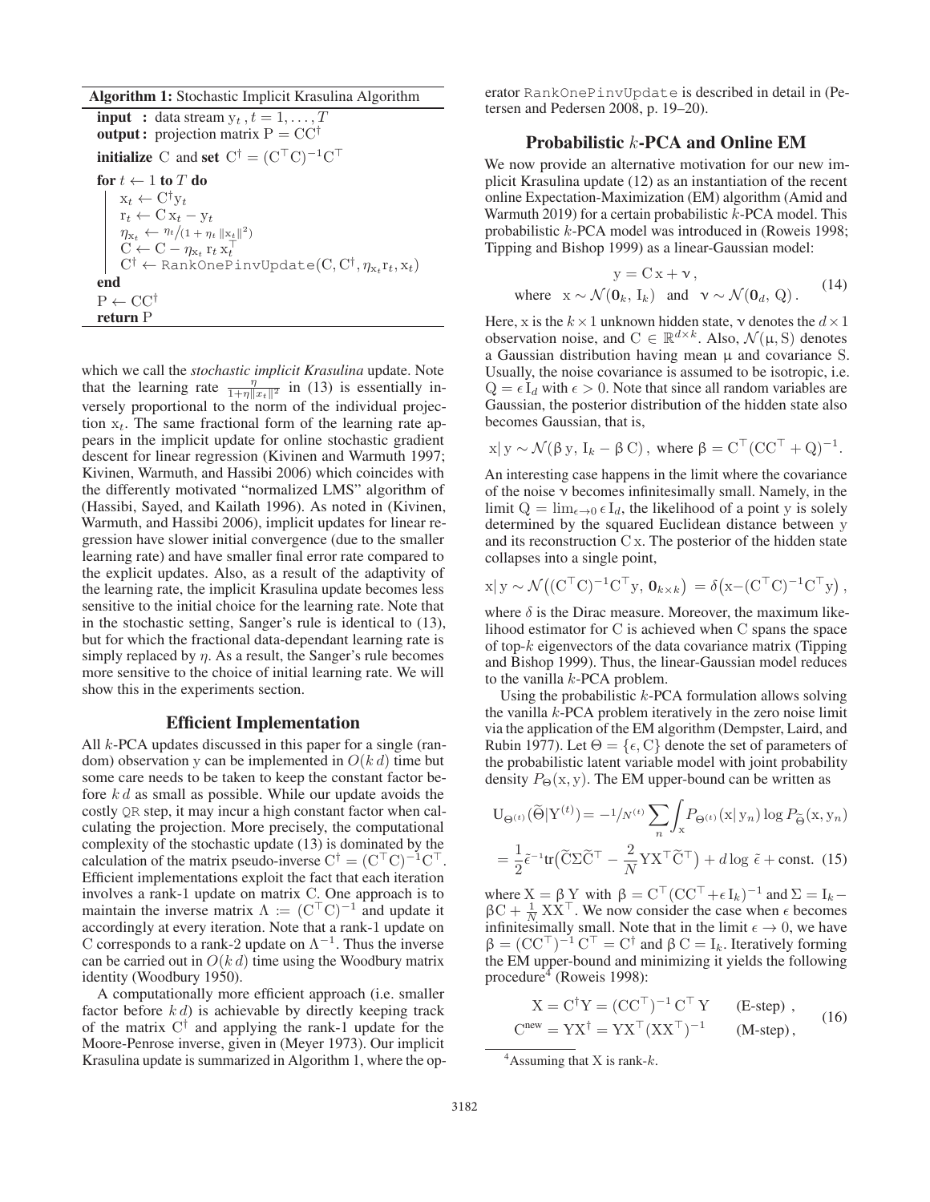**Algorithm 1:** Stochastic Implicit Krasulina Algorithm

**input :** data stream $\mathrm{y}_t, t = 1, \ldots, T$
**output :** projection matrix $\mathrm{P} = \mathrm{C}\mathrm{C}^\dagger$
**initialize** $\mathrm{C}$ **and set** $\mathrm{C}^\dagger = (\mathrm{C}^\top \mathrm{C})^{-1}\mathrm{C}^\top$
**for** $t \leftarrow 1$ **to** $T$ **do**
  $\mathrm{x}_t \leftarrow \mathrm{C}^\dagger \mathrm{y}_t$
  $\mathrm{r}_t \leftarrow \mathrm{C}\,\mathrm{x}_t - \mathrm{y}_t$
  $\eta_{\mathrm{x}_t} \leftarrow \eta_t / (1 + \eta_t \, \|\mathrm{x}_t\|^2)$
  $\mathrm{C} \leftarrow \mathrm{C} - \eta_{\mathrm{x}_t} \, \mathrm{r}_t \, \mathrm{x}_t^\top$
  $\mathrm{C}^\dagger \leftarrow \mathtt{RankOnePinvUpdate}(\mathrm{C}, \mathrm{C}^\dagger, \eta_{\mathrm{x}_t}\mathrm{r}_t, \mathrm{x}_t)$
**end**
$\mathrm{P} \leftarrow \mathrm{C}\mathrm{C}^\dagger$
**return** $\mathrm{P}$

which we call the *stochastic implicit Krasulina* update. Note that the learning rate $\frac{\eta}{1+\eta\|x_t\|^2}$ in (13) is essentially inversely proportional to the norm of the individual projection $\mathrm{x}_t$. The same fractional form of the learning rate appears in the implicit update for online stochastic gradient descent for linear regression (Kivinen and Warmuth 1997; Kivinen, Warmuth, and Hassibi 2006) which coincides with the differently motivated "normalized LMS" algorithm of (Hassibi, Sayed, and Kailath 1996). As noted in (Kivinen, Warmuth, and Hassibi 2006), implicit updates for linear regression have slower initial convergence (due to the smaller learning rate) and have smaller final error rate compared to the explicit updates. Also, as a result of the adaptivity of the learning rate, the implicit Krasulina update becomes less sensitive to the initial choice for the learning rate. Note that in the stochastic setting, Sanger's rule is identical to (13), but for which the fractional data-dependant learning rate is simply replaced by $\eta$. As a result, the Sanger's rule becomes more sensitive to the choice of initial learning rate. We will show this in the experiments section.

## Efficient Implementation

All $k$-PCA updates discussed in this paper for a single (random) observation y can be implemented in $O(k\,d)$ time but some care needs to be taken to keep the constant factor before $k\,d$ as small as possible. While our update avoids the costly `QR` step, it may incur a high constant factor when calculating the projection. More precisely, the computational complexity of the stochastic update (13) is dominated by the calculation of the matrix pseudo-inverse $\mathrm{C}^\dagger = (\mathrm{C}^\top\mathrm{C})^{-1}\mathrm{C}^\top$. Efficient implementations exploit the fact that each iteration involves a rank-1 update on matrix C. One approach is to maintain the inverse matrix $\Lambda := (\mathrm{C}^\top\mathrm{C})^{-1}$ and update it accordingly at every iteration. Note that a rank-1 update on C corresponds to a rank-2 update on $\Lambda^{-1}$. Thus the inverse can be carried out in $O(k\,d)$ time using the Woodbury matrix identity (Woodbury 1950).

A computationally more efficient approach (i.e. smaller factor before $k\,d$) is achievable by directly keeping track of the matrix $\mathrm{C}^\dagger$ and applying the rank-1 update for the Moore-Penrose inverse, given in (Meyer 1973). Our implicit Krasulina update is summarized in Algorithm 1, where the operator `RankOnePinvUpdate` is described in detail in (Petersen and Pedersen 2008, p. 19–20).

## Probabilistic $k$-PCA and Online EM

We now provide an alternative motivation for our new implicit Krasulina update (12) as an instantiation of the recent online Expectation-Maximization (EM) algorithm (Amid and Warmuth 2019) for a certain probabilistic $k$-PCA model. This probabilistic $k$-PCA model was introduced in (Roweis 1998; Tipping and Bishop 1999) as a linear-Gaussian model:

$$\mathrm{y} = \mathrm{C}\,\mathrm{x} + \nu\,, \quad \text{where} \quad \mathrm{x} \sim \mathcal{N}(\mathbf{0}_k,\, \mathrm{I}_k) \quad \text{and} \quad \nu \sim \mathcal{N}(\mathbf{0}_d,\, \mathrm{Q})\,. \tag{14}$$

Here, x is the $k \times 1$ unknown hidden state, $\nu$ denotes the $d \times 1$ observation noise, and $\mathrm{C} \in \mathbb{R}^{d\times k}$. Also, $\mathcal{N}(\mu, \mathrm{S})$ denotes a Gaussian distribution having mean $\mu$ and covariance S. Usually, the noise covariance is assumed to be isotropic, i.e. $\mathrm{Q} = \epsilon\,\mathrm{I}_d$ with $\epsilon > 0$. Note that since all random variables are Gaussian, the posterior distribution of the hidden state also becomes Gaussian, that is,

$$\mathrm{x}|\,\mathrm{y} \sim \mathcal{N}(\beta\,\mathrm{y},\, \mathrm{I}_k - \beta\,\mathrm{C})\,, \text{ where } \beta = \mathrm{C}^\top(\mathrm{C}\mathrm{C}^\top + \mathrm{Q})^{-1}.$$

An interesting case happens in the limit where the covariance of the noise $\nu$ becomes infinitesimally small. Namely, in the limit $\mathrm{Q} = \lim_{\epsilon\to 0}\epsilon\,\mathrm{I}_d$, the likelihood of a point y is solely determined by the squared Euclidean distance between y and its reconstruction $\mathrm{C}\,\mathrm{x}$. The posterior of the hidden state collapses into a single point,

$$\mathrm{x}|\,\mathrm{y} \sim \mathcal{N}\big((\mathrm{C}^\top\mathrm{C})^{-1}\mathrm{C}^\top\mathrm{y},\, \mathbf{0}_{k\times k}\big) = \delta\big(\mathrm{x} - (\mathrm{C}^\top\mathrm{C})^{-1}\mathrm{C}^\top\mathrm{y}\big)\,,$$

where $\delta$ is the Dirac measure. Moreover, the maximum likelihood estimator for C is achieved when C spans the space of top-$k$ eigenvectors of the data covariance matrix (Tipping and Bishop 1999). Thus, the linear-Gaussian model reduces to the vanilla $k$-PCA problem.

Using the probabilistic $k$-PCA formulation allows solving the vanilla $k$-PCA problem iteratively in the zero noise limit via the application of the EM algorithm (Dempster, Laird, and Rubin 1977). Let $\Theta = \{\epsilon, \mathrm{C}\}$ denote the set of parameters of the probabilistic latent variable model with joint probability density $P_\Theta(\mathrm{x}, \mathrm{y})$. The EM upper-bound can be written as

$$\begin{aligned} \mathrm{U}_{\Theta^{(t)}}(\widetilde{\Theta}|\mathrm{Y}^{(t)}) &= -1/N^{(t)} \sum_n \int_{\mathrm{x}} P_{\Theta^{(t)}}(\mathrm{x}|\,\mathrm{y}_n) \log P_{\widetilde{\Theta}}(\mathrm{x}, \mathrm{y}_n) \\ &= \frac{1}{2}\tilde{\epsilon}^{-1}\mathrm{tr}\big(\widetilde{\mathrm{C}}\Sigma\widetilde{\mathrm{C}}^\top - \frac{2}{N}\mathrm{Y}\mathrm{X}^\top\widetilde{\mathrm{C}}^\top\big) + d\log\tilde{\epsilon} + \text{const.} \end{aligned} \tag{15}$$

where $\mathrm{X} = \beta\,\mathrm{Y}$ with $\beta = \mathrm{C}^\top(\mathrm{C}\mathrm{C}^\top + \epsilon\,\mathrm{I}_k)^{-1}$ and $\Sigma = \mathrm{I}_k - \beta\mathrm{C} + \frac{1}{N}\mathrm{X}\mathrm{X}^\top$. We now consider the case when $\epsilon$ becomes infinitesimally small. Note that in the limit $\epsilon \to 0$, we have $\beta = (\mathrm{C}\mathrm{C}^\top)^{-1}\mathrm{C}^\top = \mathrm{C}^\dagger$ and $\beta\,\mathrm{C} = \mathrm{I}_k$. Iteratively forming the EM upper-bound and minimizing it yields the following procedure[4] (Roweis 1998):

$$\begin{aligned} \mathrm{X} &= \mathrm{C}^\dagger\mathrm{Y} = (\mathrm{C}\mathrm{C}^\top)^{-1}\mathrm{C}^\top\mathrm{Y} \qquad \text{(E-step)}\,, \\ \mathrm{C}^{\text{new}} &= \mathrm{Y}\mathrm{X}^\dagger = \mathrm{Y}\mathrm{X}^\top(\mathrm{X}\mathrm{X}^\top)^{-1} \qquad \text{(M-step)}\,, \end{aligned} \tag{16}$$

[4] Assuming that X is rank-$k$.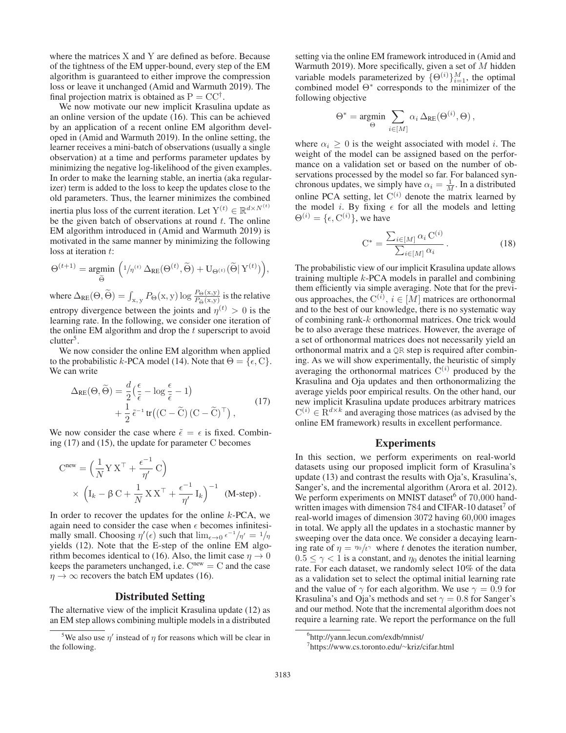where the matrices X and Y are defined as before. Because of the tightness of the EM upper-bound, every step of the EM algorithm is guaranteed to either improve the compression loss or leave it unchanged (Amid and Warmuth 2019). The final projection matrix is obtained as $\mathrm{P} = \mathrm{C}\mathrm{C}^{\dagger}$.

We now motivate our new implicit Krasulina update as an online version of the update (16). This can be achieved by an application of a recent online EM algorithm developed in (Amid and Warmuth 2019). In the online setting, the learner receives a mini-batch of observations (usually a single observation) at a time and performs parameter updates by minimizing the negative log-likelihood of the given examples. In order to make the learning stable, an inertia (aka regularizer) term is added to the loss to keep the updates close to the old parameters. Thus, the learner minimizes the combined inertia plus loss of the current iteration. Let $\mathrm{Y}^{(t)} \in \mathbb{R}^{d\times N^{(t)}}$ be the given batch of observations at round $t$. The online EM algorithm introduced in (Amid and Warmuth 2019) is motivated in the same manner by minimizing the following loss at iteration $t$:

$$\Theta^{(t+1)} = \operatorname*{argmin}_{\widetilde{\Theta}} \Big( {}^{1}\!/\!{}_{\eta^{(t)}}\, \Delta_{\text{RE}}(\Theta^{(t)}, \widetilde{\Theta}) + \mathrm{U}_{\Theta^{(t)}}(\widetilde{\Theta}|\, \mathrm{Y}^{(t)})\Big),$$

where $\Delta_{\text{RE}}(\Theta, \widetilde{\Theta}) = \int_{\mathrm{x},\,\mathrm{y}} P_{\Theta}(\mathrm{x},\mathrm{y}) \log \frac{P_{\Theta}(\mathrm{x},\mathrm{y})}{P_{\widetilde{\Theta}}(\mathrm{x},\mathrm{y})}$ is the relative entropy divergence between the joints and $\eta^{(t)} > 0$ is the learning rate. In the following, we consider one iteration of the online EM algorithm and drop the $t$ superscript to avoid clutter[5].

We now consider the online EM algorithm when applied to the probabilistic $k$-PCA model (14). Note that $\Theta = \{\epsilon, \mathrm{C}\}$. We can write

$$\begin{aligned}\Delta_{\text{RE}}(\Theta, \widetilde{\Theta}) = \frac{d}{2}\big(\frac{\epsilon}{\tilde{\epsilon}} - \log\frac{\epsilon}{\tilde{\epsilon}} - 1\big) \\ + \frac{1}{2}\,\tilde{\epsilon}^{-1}\operatorname{tr}\!\big((\mathrm{C}-\widetilde{\mathrm{C}})\,(\mathrm{C}-\widetilde{\mathrm{C}})^{\top}\big)\,,\end{aligned} \tag{17}$$

We now consider the case where $\tilde{\epsilon} = \epsilon$ is fixed. Combining (17) and (15), the update for parameter C becomes

$$\begin{aligned}\mathrm{C}^{\text{new}} &= \Big(\frac{1}{N}\mathrm{Y}\,\mathrm{X}^{\top} + \frac{\epsilon^{-1}}{\eta'}\,\mathrm{C}\Big) \\ &\times\ \Big(\mathrm{I}_k - \beta\,\mathrm{C} + \frac{1}{N}\,\mathrm{X}\,\mathrm{X}^{\top} + \frac{\epsilon^{-1}}{\eta'}\,\mathrm{I}_k\Big)^{-1} \ \ \text{(M-step)}\,.\end{aligned}$$

In order to recover the updates for the online $k$-PCA, we again need to consider the case when $\epsilon$ becomes infinitesimally small. Choosing $\eta'(\epsilon)$ such that $\lim_{\epsilon\to 0} {}^{\epsilon^{-1}}\!/\!{}_{\eta'} = {}^{1}\!/\!{}_{\eta}$ yields (12). Note that the E-step of the online EM algorithm becomes identical to (16). Also, the limit case $\eta \to 0$ keeps the parameters unchanged, i.e. $\mathrm{C}^{\text{new}} = \mathrm{C}$ and the case $\eta \to \infty$ recovers the batch EM updates (16).

## Distributed Setting

The alternative view of the implicit Krasulina update (12) as an EM step allows combining multiple models in a distributed setting via the online EM framework introduced in (Amid and Warmuth 2019). More specifically, given a set of $M$ hidden variable models parameterized by $\{\Theta^{(i)}\}_{i=1}^{M}$, the optimal combined model $\Theta^{*}$ corresponds to the minimizer of the following objective

$$\Theta^{*} = \operatorname*{argmin}_{\Theta} \sum_{i\in[M]} \alpha_i\, \Delta_{\text{RE}}(\Theta^{(i)}, \Theta)\,,$$

where $\alpha_i \geq 0$ is the weight associated with model $i$. The weight of the model can be assigned based on the performance on a validation set or based on the number of observations processed by the model so far. For balanced synchronous updates, we simply have $\alpha_i = \frac{1}{M}$. In a distributed online PCA setting, let $\mathrm{C}^{(i)}$ denote the matrix learned by the model $i$. By fixing $\epsilon$ for all the models and letting $\Theta^{(i)} = \{\epsilon, \mathrm{C}^{(i)}\}$, we have

$$\mathrm{C}^{*} = \frac{\sum_{i\in[M]} \alpha_i\, \mathrm{C}^{(i)}}{\sum_{i\in[M]} \alpha_i}\,. \tag{18}$$

The probabilistic view of our implicit Krasulina update allows training multiple $k$-PCA models in parallel and combining them efficiently via simple averaging. Note that for the previous approaches, the $\mathrm{C}^{(i)}$, $i \in [M]$ matrices are orthonormal and to the best of our knowledge, there is no systematic way of combining rank-$k$ orthonormal matrices. One trick would be to also average these matrices. However, the average of a set of orthonormal matrices does not necessarily yield an orthonormal matrix and a `QR` step is required after combining. As we will show experimentally, the heuristic of simply averaging the orthonormal matrices $\mathrm{C}^{(i)}$ produced by the Krasulina and Oja updates and then orthonormalizing the average yields poor empirical results. On the other hand, our new implicit Krasulina update produces arbitrary matrices $\mathrm{C}^{(i)} \in \mathbb{R}^{d\times k}$ and averaging those matrices (as advised by the online EM framework) results in excellent performance.

## Experiments

In this section, we perform experiments on real-world datasets using our proposed implicit form of Krasulina's update (13) and contrast the results with Oja's, Krasulina's, Sanger's, and the incremental algorithm (Arora et al. 2012). We perform experiments on MNIST dataset[6] of 70,000 handwritten images with dimension 784 and CIFAR-10 dataset[7] of real-world images of dimension 3072 having 60,000 images in total. We apply all the updates in a stochastic manner by sweeping over the data once. We consider a decaying learning rate of $\eta = {}^{\eta_0}\!/\!{}_{t^{\gamma}}$ where $t$ denotes the iteration number, $0.5 \leq \gamma < 1$ is a constant, and $\eta_0$ denotes the initial learning rate. For each dataset, we randomly select 10% of the data as a validation set to select the optimal initial learning rate and the value of $\gamma$ for each algorithm. We use $\gamma = 0.9$ for Krasulina's and Oja's methods and set $\gamma = 0.8$ for Sanger's and our method. Note that the incremental algorithm does not require a learning rate. We report the performance on the full

[5] We also use $\eta'$ instead of $\eta$ for reasons which will be clear in the following.

[6] http://yann.lecun.com/exdb/mnist/

[7] https://www.cs.toronto.edu/~kriz/cifar.html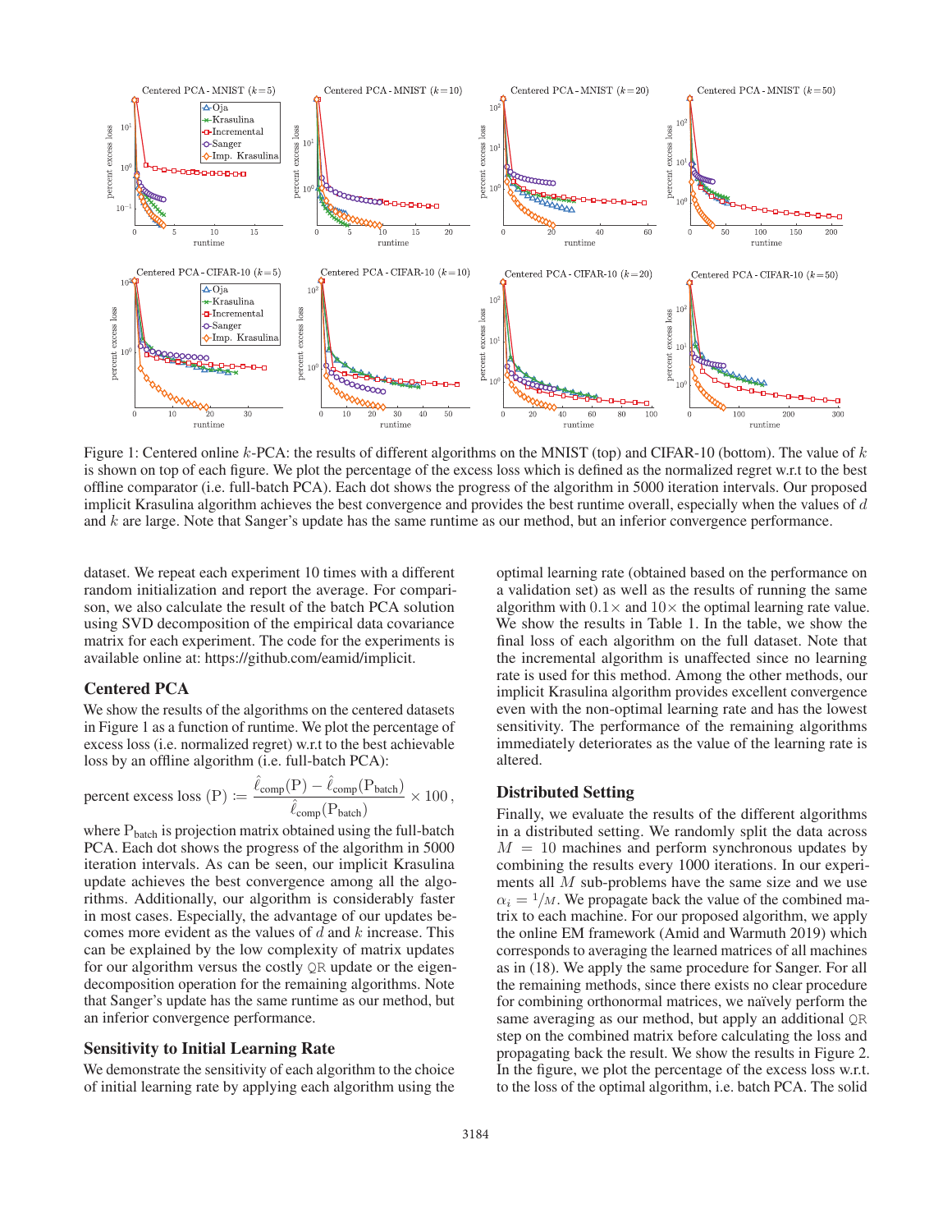Figure 1: Centered online $k$-PCA: the results of different algorithms on the MNIST (top) and CIFAR-10 (bottom). The value of $k$ is shown on top of each figure. We plot the percentage of the excess loss which is defined as the normalized regret w.r.t to the best offline comparator (i.e. full-batch PCA). Each dot shows the progress of the algorithm in 5000 iteration intervals. Our proposed implicit Krasulina algorithm achieves the best convergence and provides the best runtime overall, especially when the values of $d$ and $k$ are large. Note that Sanger's update has the same runtime as our method, but an inferior convergence performance.

dataset. We repeat each experiment 10 times with a different random initialization and report the average. For comparison, we also calculate the result of the batch PCA solution using SVD decomposition of the empirical data covariance matrix for each experiment. The code for the experiments is available online at: https://github.com/eamid/implicit.

## Centered PCA

We show the results of the algorithms on the centered datasets in Figure 1 as a function of runtime. We plot the percentage of excess loss (i.e. normalized regret) w.r.t to the best achievable loss by an offline algorithm (i.e. full-batch PCA):

$$\text{percent excess loss (P)} := \frac{\hat{\ell}_{\text{comp}}(\mathrm{P}) - \hat{\ell}_{\text{comp}}(\mathrm{P}_{\text{batch}})}{\hat{\ell}_{\text{comp}}(\mathrm{P}_{\text{batch}})} \times 100\,,$$

where $\mathrm{P}_{\text{batch}}$ is projection matrix obtained using the full-batch PCA. Each dot shows the progress of the algorithm in 5000 iteration intervals. As can be seen, our implicit Krasulina update achieves the best convergence among all the algorithms. Additionally, our algorithm is considerably faster in most cases. Especially, the advantage of our updates becomes more evident as the values of $d$ and $k$ increase. This can be explained by the low complexity of matrix updates for our algorithm versus the costly $\mathtt{QR}$ update or the eigendecomposition operation for the remaining algorithms. Note that Sanger's update has the same runtime as our method, but an inferior convergence performance.

## Sensitivity to Initial Learning Rate

We demonstrate the sensitivity of each algorithm to the choice of initial learning rate by applying each algorithm using the optimal learning rate (obtained based on the performance on a validation set) as well as the results of running the same algorithm with $0.1\times$ and $10\times$ the optimal learning rate value. We show the results in Table 1. In the table, we show the final loss of each algorithm on the full dataset. Note that the incremental algorithm is unaffected since no learning rate is used for this method. Among the other methods, our implicit Krasulina algorithm provides excellent convergence even with the non-optimal learning rate and has the lowest sensitivity. The performance of the remaining algorithms immediately deteriorates as the value of the learning rate is altered.

## Distributed Setting

Finally, we evaluate the results of the different algorithms in a distributed setting. We randomly split the data across $M = 10$ machines and perform synchronous updates by combining the results every 1000 iterations. In our experiments all $M$ sub-problems have the same size and we use $\alpha_i = {}^{1}\!/_{M}$. We propagate back the value of the combined matrix to each machine. For our proposed algorithm, we apply the online EM framework (Amid and Warmuth 2019) which corresponds to averaging the learned matrices of all machines as in (18). We apply the same procedure for Sanger. For all the remaining methods, since there exists no clear procedure for combining orthonormal matrices, we naïvely perform the same averaging as our method, but apply an additional $\mathtt{QR}$ step on the combined matrix before calculating the loss and propagating back the result. We show the results in Figure 2. In the figure, we plot the percentage of the excess loss w.r.t. to the loss of the optimal algorithm, i.e. batch PCA. The solid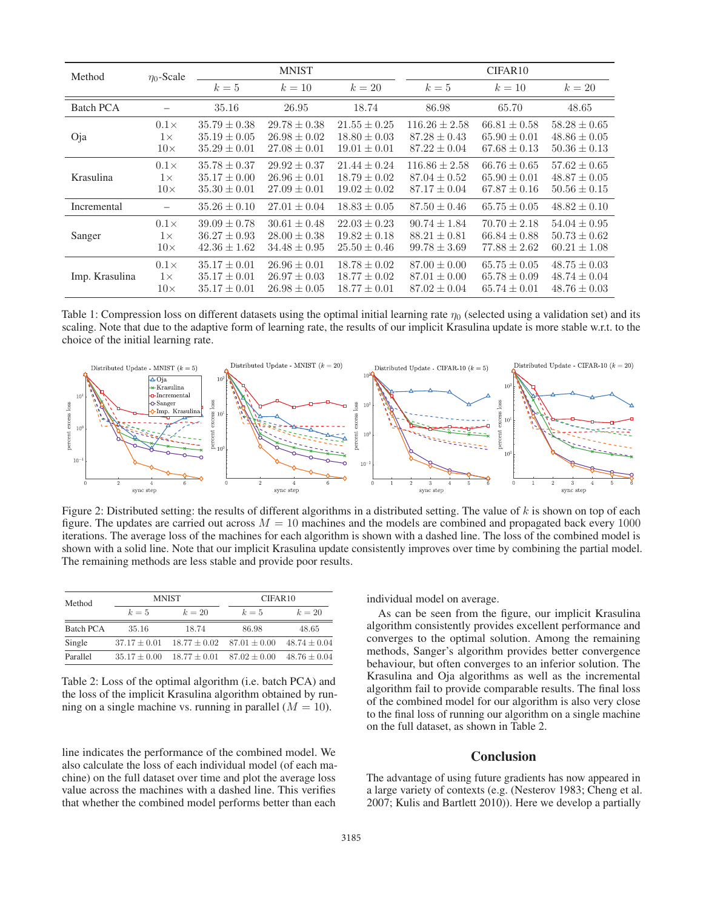| Method | $\eta_0$-Scale | MNIST | | | CIFAR10 | | |
|---|---|---|---|---|---|---|---|
| | | $k=5$ | $k=10$ | $k=20$ | $k=5$ | $k=10$ | $k=20$ |
| Batch PCA | – | 35.16 | 26.95 | 18.74 | 86.98 | 65.70 | 48.65 |
| Oja | $0.1\times$ | $35.79 \pm 0.38$ | $29.78 \pm 0.38$ | $21.55 \pm 0.25$ | $116.26 \pm 2.58$ | $66.81 \pm 0.58$ | $58.28 \pm 0.65$ |
| | $1\times$ | $35.19 \pm 0.05$ | $26.98 \pm 0.02$ | $18.80 \pm 0.03$ | $87.28 \pm 0.43$ | $65.90 \pm 0.01$ | $48.86 \pm 0.05$ |
| | $10\times$ | $35.29 \pm 0.01$ | $27.08 \pm 0.01$ | $19.01 \pm 0.01$ | $87.22 \pm 0.04$ | $67.68 \pm 0.13$ | $50.36 \pm 0.13$ |
| Krasulina | $0.1\times$ | $35.78 \pm 0.37$ | $29.92 \pm 0.37$ | $21.44 \pm 0.24$ | $116.86 \pm 2.58$ | $66.76 \pm 0.65$ | $57.62 \pm 0.65$ |
| | $1\times$ | $35.17 \pm 0.00$ | $26.96 \pm 0.01$ | $18.79 \pm 0.02$ | $87.04 \pm 0.52$ | $65.90 \pm 0.01$ | $48.87 \pm 0.05$ |
| | $10\times$ | $35.30 \pm 0.01$ | $27.09 \pm 0.01$ | $19.02 \pm 0.02$ | $87.17 \pm 0.04$ | $67.87 \pm 0.16$ | $50.56 \pm 0.15$ |
| Incremental | – | $35.26 \pm 0.10$ | $27.01 \pm 0.04$ | $18.83 \pm 0.05$ | $87.50 \pm 0.46$ | $65.75 \pm 0.05$ | $48.82 \pm 0.10$ |
| Sanger | $0.1\times$ | $39.09 \pm 0.78$ | $30.61 \pm 0.48$ | $22.03 \pm 0.23$ | $90.74 \pm 1.84$ | $70.70 \pm 2.18$ | $54.04 \pm 0.95$ |
| | $1\times$ | $36.27 \pm 0.93$ | $28.00 \pm 0.38$ | $19.82 \pm 0.18$ | $88.21 \pm 0.81$ | $66.84 \pm 0.88$ | $50.73 \pm 0.62$ |
| | $10\times$ | $42.36 \pm 1.62$ | $34.48 \pm 0.95$ | $25.50 \pm 0.46$ | $99.78 \pm 3.69$ | $77.88 \pm 2.62$ | $60.21 \pm 1.08$ |
| Imp. Krasulina | $0.1\times$ | $35.17 \pm 0.01$ | $26.96 \pm 0.01$ | $18.78 \pm 0.02$ | $87.00 \pm 0.00$ | $65.75 \pm 0.05$ | $48.75 \pm 0.03$ |
| | $1\times$ | $35.17 \pm 0.01$ | $26.97 \pm 0.03$ | $18.77 \pm 0.02$ | $87.01 \pm 0.00$ | $65.78 \pm 0.09$ | $48.74 \pm 0.04$ |
| | $10\times$ | $35.17 \pm 0.01$ | $26.98 \pm 0.05$ | $18.77 \pm 0.01$ | $87.02 \pm 0.04$ | $65.74 \pm 0.01$ | $48.76 \pm 0.03$ |

Table 1: Compression loss on different datasets using the optimal initial learning rate $\eta_0$ (selected using a validation set) and its scaling. Note that due to the adaptive form of learning rate, the results of our implicit Krasulina update is more stable w.r.t. to the choice of the initial learning rate.

Figure 2: Distributed setting: the results of different algorithms in a distributed setting. The value of $k$ is shown on top of each figure. The updates are carried out across $M = 10$ machines and the models are combined and propagated back every 1000 iterations. The average loss of the machines for each algorithm is shown with a dashed line. The loss of the combined model is shown with a solid line. Note that our implicit Krasulina update consistently improves over time by combining the partial model. The remaining methods are less stable and provide poor results.

| Method | MNIST | | CIFAR10 | |
|---|---|---|---|---|
| | $k=5$ | $k=20$ | $k=5$ | $k=20$ |
| Batch PCA | 35.16 | 18.74 | 86.98 | 48.65 |
| Single | $37.17 \pm 0.01$ | $18.77 \pm 0.02$ | $87.01 \pm 0.00$ | $48.74 \pm 0.04$ |
| Parallel | $35.17 \pm 0.00$ | $18.77 \pm 0.01$ | $87.02 \pm 0.00$ | $48.76 \pm 0.04$ |

Table 2: Loss of the optimal algorithm (i.e. batch PCA) and the loss of the implicit Krasulina algorithm obtained by running on a single machine vs. running in parallel ($M = 10$).

line indicates the performance of the combined model. We also calculate the loss of each individual model (of each machine) on the full dataset over time and plot the average loss value across the machines with a dashed line. This verifies that whether the combined model performs better than each individual model on average.

As can be seen from the figure, our implicit Krasulina algorithm consistently provides excellent performance and converges to the optimal solution. Among the remaining methods, Sanger's algorithm provides better convergence behaviour, but often converges to an inferior solution. The Krasulina and Oja algorithms as well as the incremental algorithm fail to provide comparable results. The final loss of the combined model for our algorithm is also very close to the final loss of running our algorithm on a single machine on the full dataset, as shown in Table 2.

## Conclusion

The advantage of using future gradients has now appeared in a large variety of contexts (e.g. (Nesterov 1983; Cheng et al. 2007; Kulis and Bartlett 2010)). Here we develop a partially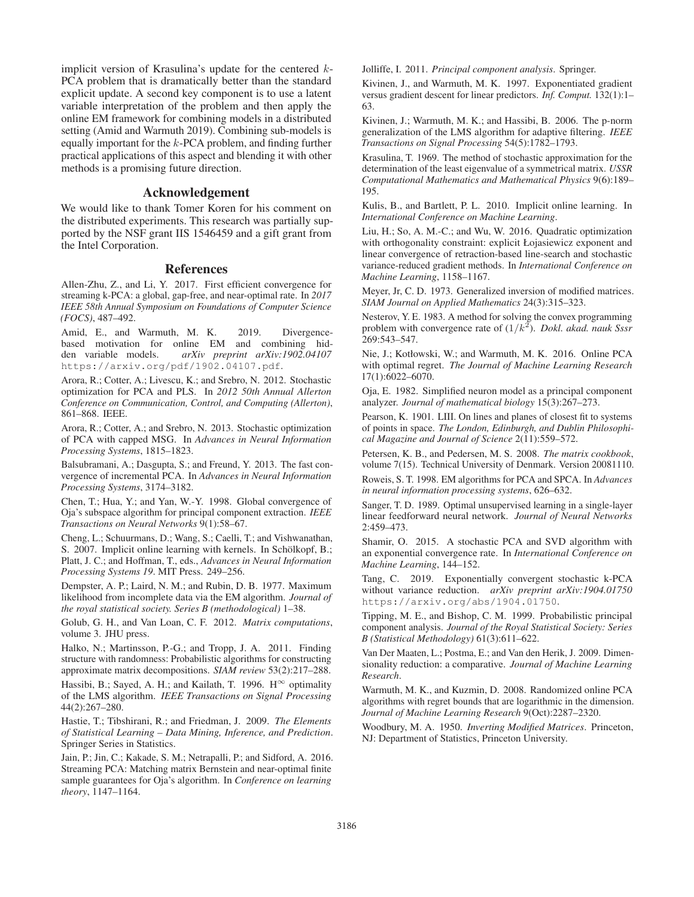implicit version of Krasulina's update for the centered $k$-PCA problem that is dramatically better than the standard explicit update. A second key component is to use a latent variable interpretation of the problem and then apply the online EM framework for combining models in a distributed setting (Amid and Warmuth 2019). Combining sub-models is equally important for the $k$-PCA problem, and finding further practical applications of this aspect and blending it with other methods is a promising future direction.

## Acknowledgement

We would like to thank Tomer Koren for his comment on the distributed experiments. This research was partially supported by the NSF grant IIS 1546459 and a gift grant from the Intel Corporation.

## References

Allen-Zhu, Z., and Li, Y. 2017. First efficient convergence for streaming k-PCA: a global, gap-free, and near-optimal rate. In *2017 IEEE 58th Annual Symposium on Foundations of Computer Science (FOCS)*, 487–492.

Amid, E., and Warmuth, M. K. 2019. Divergence-based motivation for online EM and combining hidden variable models. *arXiv preprint arXiv:1902.04107* https://arxiv.org/pdf/1902.04107.pdf.

Arora, R.; Cotter, A.; Livescu, K.; and Srebro, N. 2012. Stochastic optimization for PCA and PLS. In *2012 50th Annual Allerton Conference on Communication, Control, and Computing (Allerton)*, 861–868. IEEE.

Arora, R.; Cotter, A.; and Srebro, N. 2013. Stochastic optimization of PCA with capped MSG. In *Advances in Neural Information Processing Systems*, 1815–1823.

Balsubramani, A.; Dasgupta, S.; and Freund, Y. 2013. The fast convergence of incremental PCA. In *Advances in Neural Information Processing Systems*, 3174–3182.

Chen, T.; Hua, Y.; and Yan, W.-Y. 1998. Global convergence of Oja's subspace algorithm for principal component extraction. *IEEE Transactions on Neural Networks* 9(1):58–67.

Cheng, L.; Schuurmans, D.; Wang, S.; Caelli, T.; and Vishwanathan, S. 2007. Implicit online learning with kernels. In Schölkopf, B.; Platt, J. C.; and Hoffman, T., eds., *Advances in Neural Information Processing Systems 19*. MIT Press. 249–256.

Dempster, A. P.; Laird, N. M.; and Rubin, D. B. 1977. Maximum likelihood from incomplete data via the EM algorithm. *Journal of the royal statistical society. Series B (methodological)* 1–38.

Golub, G. H., and Van Loan, C. F. 2012. *Matrix computations*, volume 3. JHU press.

Halko, N.; Martinsson, P.-G.; and Tropp, J. A. 2011. Finding structure with randomness: Probabilistic algorithms for constructing approximate matrix decompositions. *SIAM review* 53(2):217–288.

Hassibi, B.; Sayed, A. H.; and Kailath, T. 1996. $H^{\infty}$ optimality of the LMS algorithm. *IEEE Transactions on Signal Processing* 44(2):267–280.

Hastie, T.; Tibshirani, R.; and Friedman, J. 2009. *The Elements of Statistical Learning – Data Mining, Inference, and Prediction*. Springer Series in Statistics.

Jain, P.; Jin, C.; Kakade, S. M.; Netrapalli, P.; and Sidford, A. 2016. Streaming PCA: Matching matrix Bernstein and near-optimal finite sample guarantees for Oja's algorithm. In *Conference on learning theory*, 1147–1164.

Jolliffe, I. 2011. *Principal component analysis*. Springer.

Kivinen, J., and Warmuth, M. K. 1997. Exponentiated gradient versus gradient descent for linear predictors. *Inf. Comput.* 132(1):1–63.

Kivinen, J.; Warmuth, M. K.; and Hassibi, B. 2006. The p-norm generalization of the LMS algorithm for adaptive filtering. *IEEE Transactions on Signal Processing* 54(5):1782–1793.

Krasulina, T. 1969. The method of stochastic approximation for the determination of the least eigenvalue of a symmetrical matrix. *USSR Computational Mathematics and Mathematical Physics* 9(6):189–195.

Kulis, B., and Bartlett, P. L. 2010. Implicit online learning. In *International Conference on Machine Learning*.

Liu, H.; So, A. M.-C.; and Wu, W. 2016. Quadratic optimization with orthogonality constraint: explicit Łojasiewicz exponent and linear convergence of retraction-based line-search and stochastic variance-reduced gradient methods. In *International Conference on Machine Learning*, 1158–1167.

Meyer, Jr, C. D. 1973. Generalized inversion of modified matrices. *SIAM Journal on Applied Mathematics* 24(3):315–323.

Nesterov, Y. E. 1983. A method for solving the convex programming problem with convergence rate of $(1/k^2)$. *Dokl. akad. nauk Sssr* 269:543–547.

Nie, J.; Kotłowski, W.; and Warmuth, M. K. 2016. Online PCA with optimal regret. *The Journal of Machine Learning Research* 17(1):6022–6070.

Oja, E. 1982. Simplified neuron model as a principal component analyzer. *Journal of mathematical biology* 15(3):267–273.

Pearson, K. 1901. LIII. On lines and planes of closest fit to systems of points in space. *The London, Edinburgh, and Dublin Philosophical Magazine and Journal of Science* 2(11):559–572.

Petersen, K. B., and Pedersen, M. S. 2008. *The matrix cookbook*, volume 7(15). Technical University of Denmark. Version 20081110.

Roweis, S. T. 1998. EM algorithms for PCA and SPCA. In *Advances in neural information processing systems*, 626–632.

Sanger, T. D. 1989. Optimal unsupervised learning in a single-layer linear feedforward neural network. *Journal of Neural Networks* 2:459–473.

Shamir, O. 2015. A stochastic PCA and SVD algorithm with an exponential convergence rate. In *International Conference on Machine Learning*, 144–152.

Tang, C. 2019. Exponentially convergent stochastic k-PCA without variance reduction. *arXiv preprint arXiv:1904.01750* https://arxiv.org/abs/1904.01750.

Tipping, M. E., and Bishop, C. M. 1999. Probabilistic principal component analysis. *Journal of the Royal Statistical Society: Series B (Statistical Methodology)* 61(3):611–622.

Van Der Maaten, L.; Postma, E.; and Van den Herik, J. 2009. Dimensionality reduction: a comparative. *Journal of Machine Learning Research*.

Warmuth, M. K., and Kuzmin, D. 2008. Randomized online PCA algorithms with regret bounds that are logarithmic in the dimension. *Journal of Machine Learning Research* 9(Oct):2287–2320.

Woodbury, M. A. 1950. *Inverting Modified Matrices*. Princeton, NJ: Department of Statistics, Princeton University.